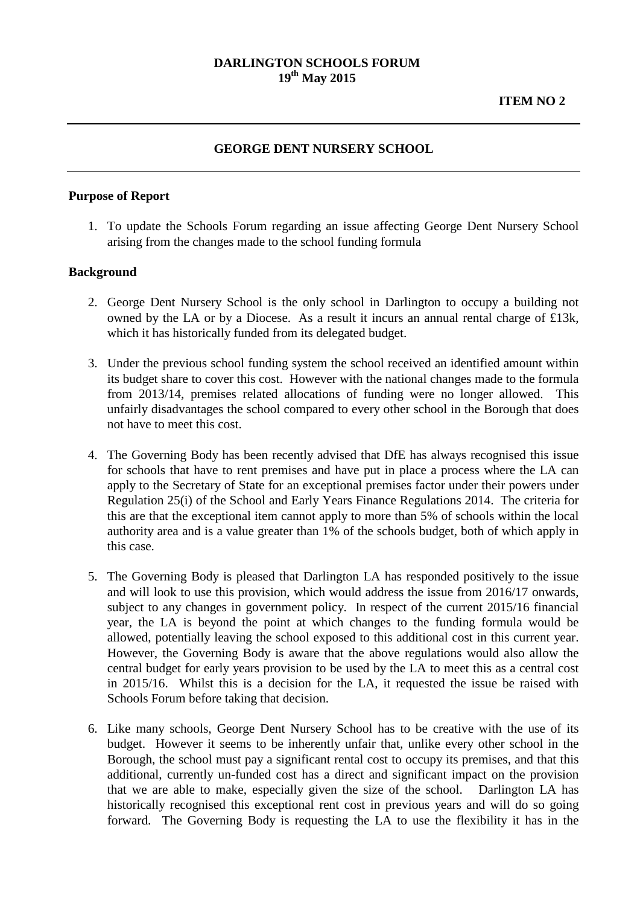**DARLINGTON SCHOOLS FORUM**
**19th May 2015**

**ITEM NO 2**

---

## GEORGE DENT NURSERY SCHOOL

---

### Purpose of Report

1. To update the Schools Forum regarding an issue affecting George Dent Nursery School arising from the changes made to the school funding formula

### Background

2. George Dent Nursery School is the only school in Darlington to occupy a building not owned by the LA or by a Diocese. As a result it incurs an annual rental charge of £13k, which it has historically funded from its delegated budget.

3. Under the previous school funding system the school received an identified amount within its budget share to cover this cost. However with the national changes made to the formula from 2013/14, premises related allocations of funding were no longer allowed. This unfairly disadvantages the school compared to every other school in the Borough that does not have to meet this cost.

4. The Governing Body has been recently advised that DfE has always recognised this issue for schools that have to rent premises and have put in place a process where the LA can apply to the Secretary of State for an exceptional premises factor under their powers under Regulation 25(i) of the School and Early Years Finance Regulations 2014. The criteria for this are that the exceptional item cannot apply to more than 5% of schools within the local authority area and is a value greater than 1% of the schools budget, both of which apply in this case.

5. The Governing Body is pleased that Darlington LA has responded positively to the issue and will look to use this provision, which would address the issue from 2016/17 onwards, subject to any changes in government policy. In respect of the current 2015/16 financial year, the LA is beyond the point at which changes to the funding formula would be allowed, potentially leaving the school exposed to this additional cost in this current year. However, the Governing Body is aware that the above regulations would also allow the central budget for early years provision to be used by the LA to meet this as a central cost in 2015/16. Whilst this is a decision for the LA, it requested the issue be raised with Schools Forum before taking that decision.

6. Like many schools, George Dent Nursery School has to be creative with the use of its budget. However it seems to be inherently unfair that, unlike every other school in the Borough, the school must pay a significant rental cost to occupy its premises, and that this additional, currently un-funded cost has a direct and significant impact on the provision that we are able to make, especially given the size of the school. Darlington LA has historically recognised this exceptional rent cost in previous years and will do so going forward. The Governing Body is requesting the LA to use the flexibility it has in the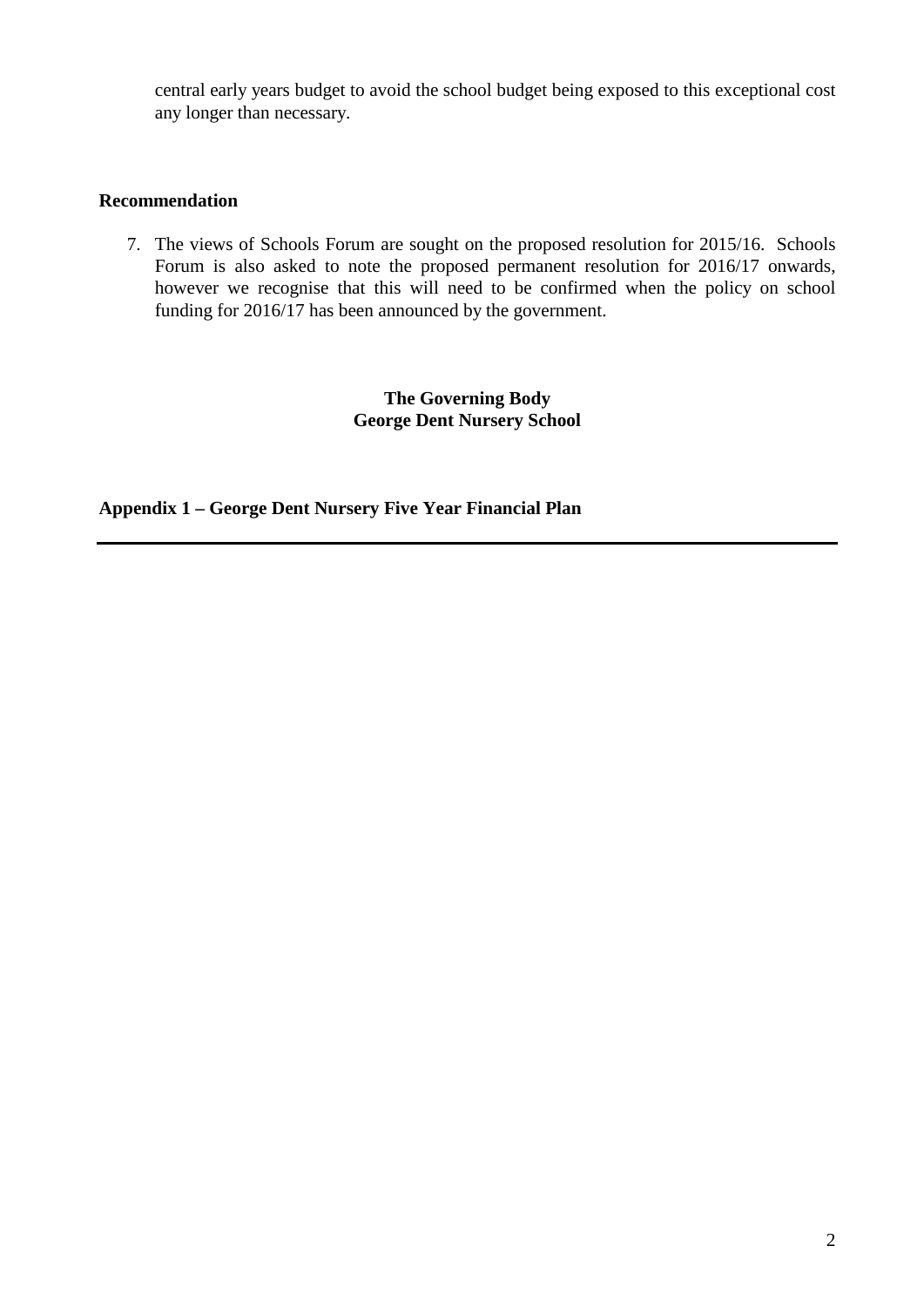central early years budget to avoid the school budget being exposed to this exceptional cost any longer than necessary.

**Recommendation**

7. The views of Schools Forum are sought on the proposed resolution for 2015/16. Schools Forum is also asked to note the proposed permanent resolution for 2016/17 onwards, however we recognise that this will need to be confirmed when the policy on school funding for 2016/17 has been announced by the government.

**The Governing Body**
**George Dent Nursery School**

**Appendix 1 – George Dent Nursery Five Year Financial Plan**